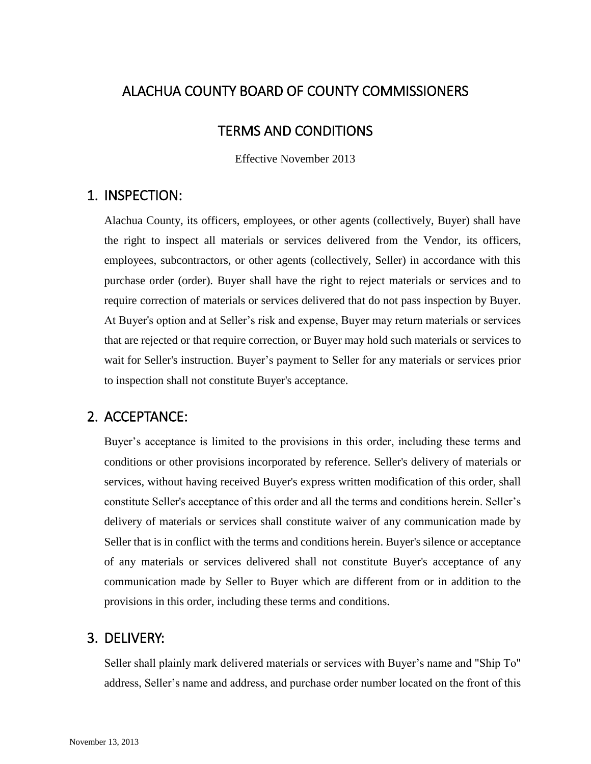# ALACHUA COUNTY BOARD OF COUNTY COMMISSIONERS

## TERMS AND CONDITIONS

Effective November 2013

## 1. INSPECTION:

Alachua County, its officers, employees, or other agents (collectively, Buyer) shall have the right to inspect all materials or services delivered from the Vendor, its officers, employees, subcontractors, or other agents (collectively, Seller) in accordance with this purchase order (order). Buyer shall have the right to reject materials or services and to require correction of materials or services delivered that do not pass inspection by Buyer. At Buyer's option and at Seller's risk and expense, Buyer may return materials or services that are rejected or that require correction, or Buyer may hold such materials or services to wait for Seller's instruction. Buyer's payment to Seller for any materials or services prior to inspection shall not constitute Buyer's acceptance.

## 2. ACCEPTANCE:

Buyer's acceptance is limited to the provisions in this order, including these terms and conditions or other provisions incorporated by reference. Seller's delivery of materials or services, without having received Buyer's express written modification of this order, shall constitute Seller's acceptance of this order and all the terms and conditions herein. Seller's delivery of materials or services shall constitute waiver of any communication made by Seller that is in conflict with the terms and conditions herein. Buyer's silence or acceptance of any materials or services delivered shall not constitute Buyer's acceptance of any communication made by Seller to Buyer which are different from or in addition to the provisions in this order, including these terms and conditions.

## 3. DELIVERY:

Seller shall plainly mark delivered materials or services with Buyer's name and "Ship To" address, Seller's name and address, and purchase order number located on the front of this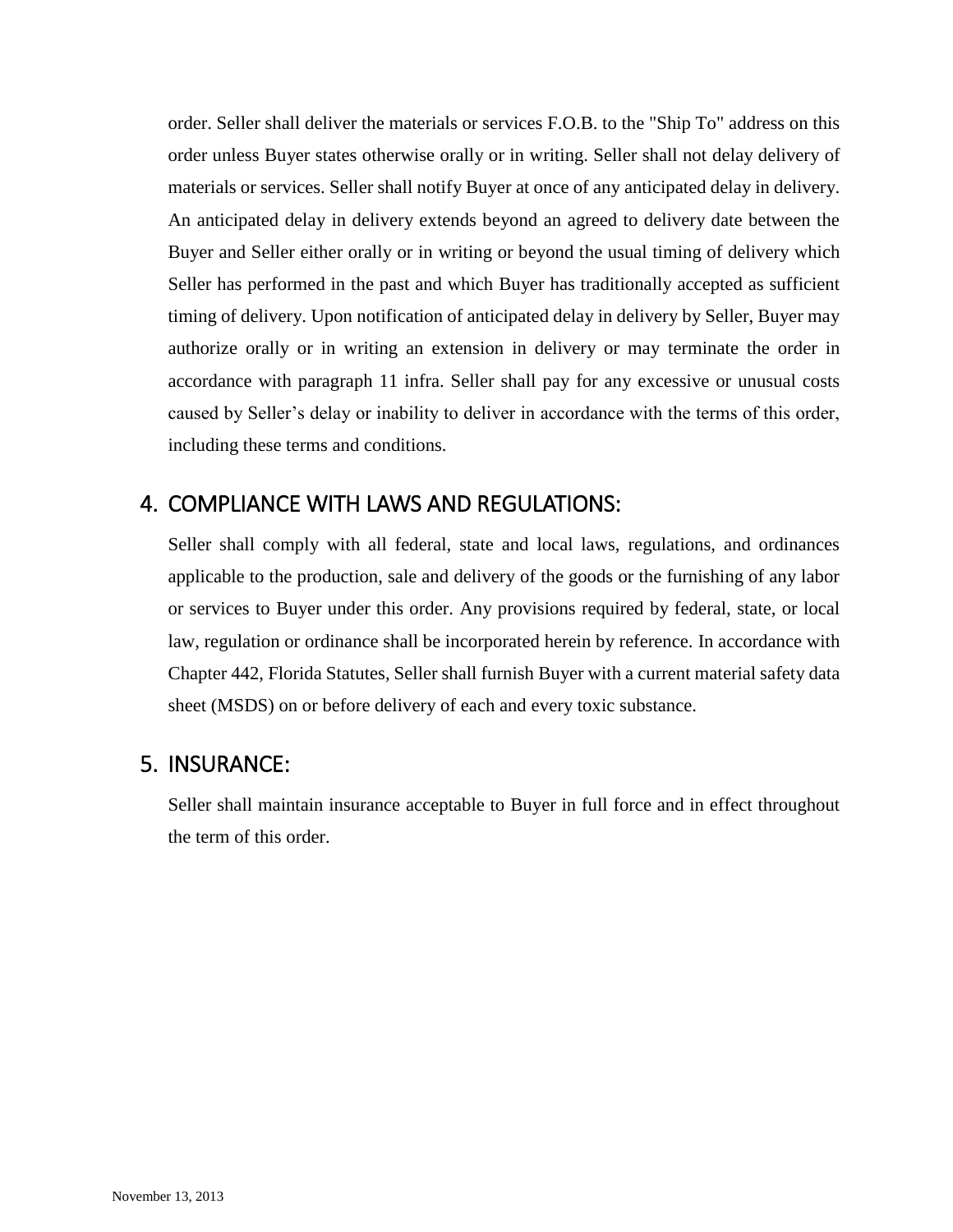order. Seller shall deliver the materials or services F.O.B. to the "Ship To" address on this order unless Buyer states otherwise orally or in writing. Seller shall not delay delivery of materials or services. Seller shall notify Buyer at once of any anticipated delay in delivery. An anticipated delay in delivery extends beyond an agreed to delivery date between the Buyer and Seller either orally or in writing or beyond the usual timing of delivery which Seller has performed in the past and which Buyer has traditionally accepted as sufficient timing of delivery. Upon notification of anticipated delay in delivery by Seller, Buyer may authorize orally or in writing an extension in delivery or may terminate the order in accordance with paragraph 11 infra. Seller shall pay for any excessive or unusual costs caused by Seller's delay or inability to deliver in accordance with the terms of this order, including these terms and conditions.

## 4. COMPLIANCE WITH LAWS AND REGULATIONS:

Seller shall comply with all federal, state and local laws, regulations, and ordinances applicable to the production, sale and delivery of the goods or the furnishing of any labor or services to Buyer under this order. Any provisions required by federal, state, or local law, regulation or ordinance shall be incorporated herein by reference. In accordance with Chapter 442, Florida Statutes, Seller shall furnish Buyer with a current material safety data sheet (MSDS) on or before delivery of each and every toxic substance.

## 5. INSURANCE:

Seller shall maintain insurance acceptable to Buyer in full force and in effect throughout the term of this order.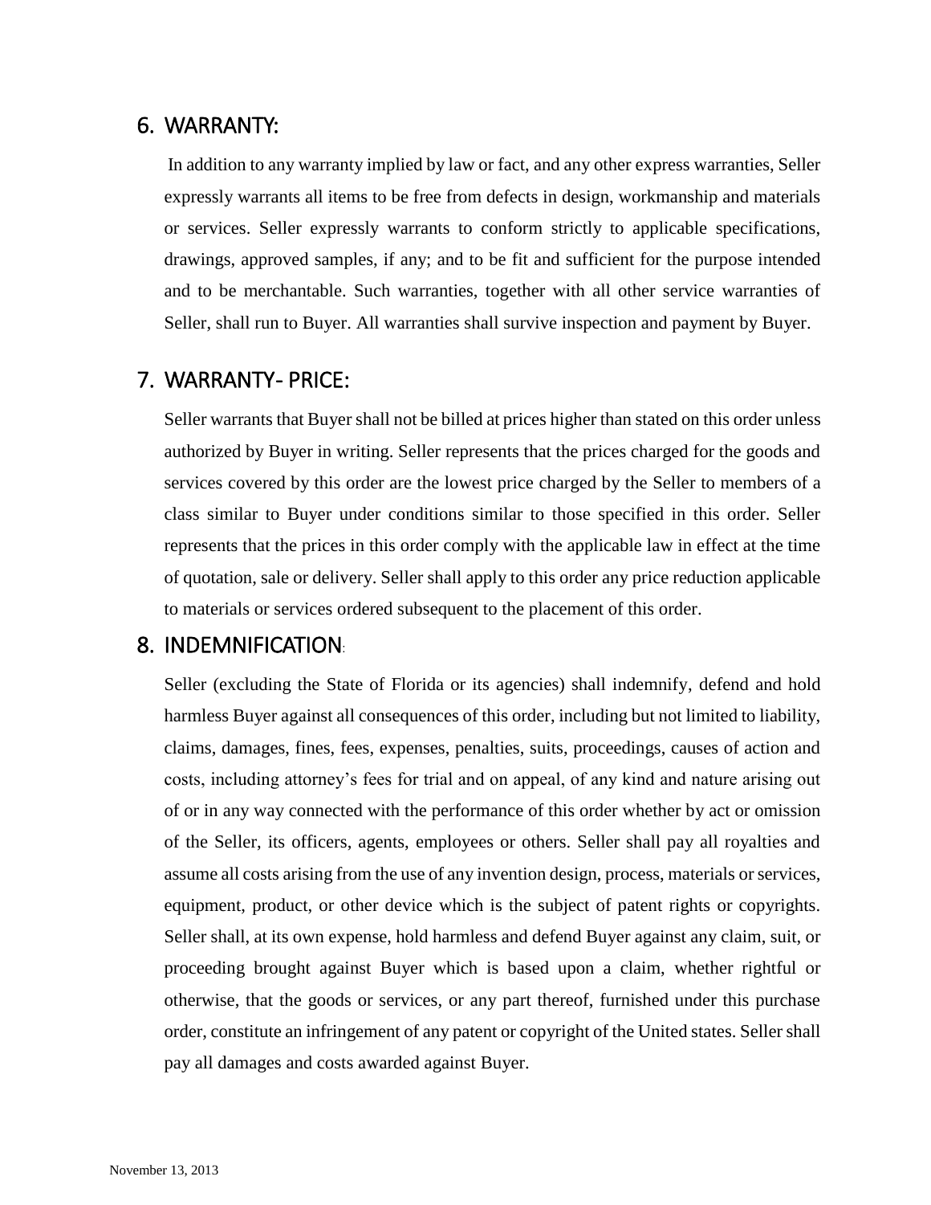## 6. WARRANTY:

In addition to any warranty implied by law or fact, and any other express warranties, Seller expressly warrants all items to be free from defects in design, workmanship and materials or services. Seller expressly warrants to conform strictly to applicable specifications, drawings, approved samples, if any; and to be fit and sufficient for the purpose intended and to be merchantable. Such warranties, together with all other service warranties of Seller, shall run to Buyer. All warranties shall survive inspection and payment by Buyer.

## 7. WARRANTY- PRICE:

Seller warrants that Buyer shall not be billed at prices higher than stated on this order unless authorized by Buyer in writing. Seller represents that the prices charged for the goods and services covered by this order are the lowest price charged by the Seller to members of a class similar to Buyer under conditions similar to those specified in this order. Seller represents that the prices in this order comply with the applicable law in effect at the time of quotation, sale or delivery. Seller shall apply to this order any price reduction applicable to materials or services ordered subsequent to the placement of this order.

## 8. INDEMNIFICATION:

Seller (excluding the State of Florida or its agencies) shall indemnify, defend and hold harmless Buyer against all consequences of this order, including but not limited to liability, claims, damages, fines, fees, expenses, penalties, suits, proceedings, causes of action and costs, including attorney's fees for trial and on appeal, of any kind and nature arising out of or in any way connected with the performance of this order whether by act or omission of the Seller, its officers, agents, employees or others. Seller shall pay all royalties and assume all costs arising from the use of any invention design, process, materials or services, equipment, product, or other device which is the subject of patent rights or copyrights. Seller shall, at its own expense, hold harmless and defend Buyer against any claim, suit, or proceeding brought against Buyer which is based upon a claim, whether rightful or otherwise, that the goods or services, or any part thereof, furnished under this purchase order, constitute an infringement of any patent or copyright of the United states. Seller shall pay all damages and costs awarded against Buyer.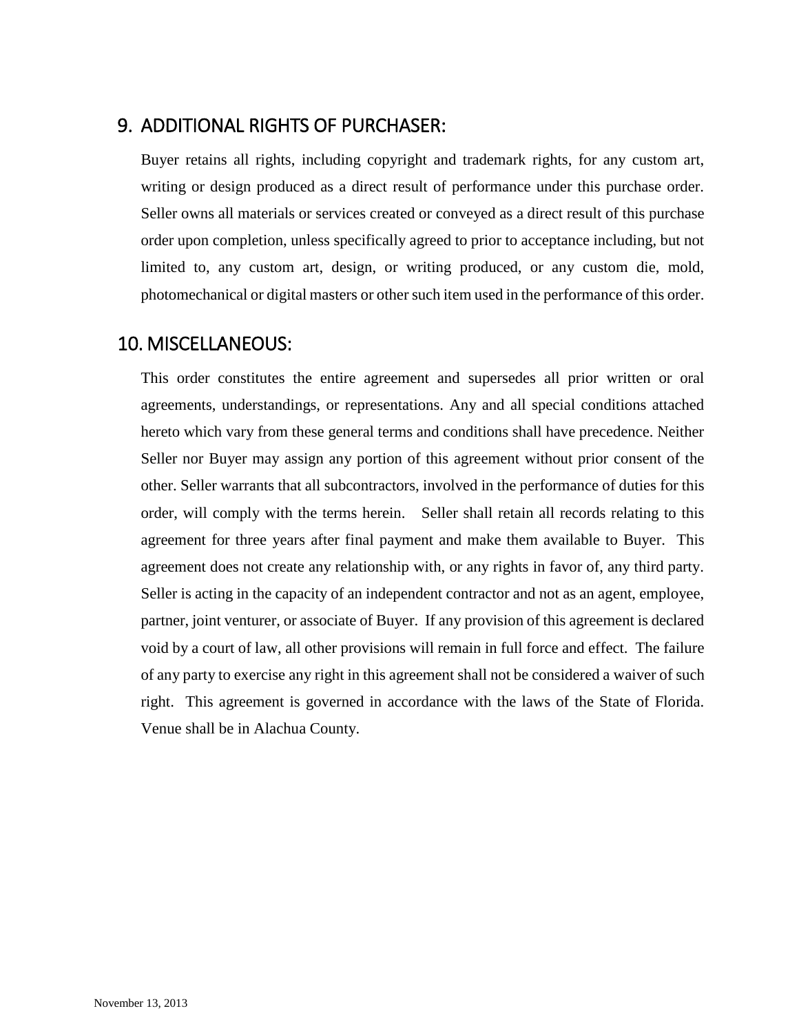## 9. ADDITIONAL RIGHTS OF PURCHASER:

Buyer retains all rights, including copyright and trademark rights, for any custom art, writing or design produced as a direct result of performance under this purchase order. Seller owns all materials or services created or conveyed as a direct result of this purchase order upon completion, unless specifically agreed to prior to acceptance including, but not limited to, any custom art, design, or writing produced, or any custom die, mold, photomechanical or digital masters or other such item used in the performance of this order.

## 10. MISCELLANEOUS:

This order constitutes the entire agreement and supersedes all prior written or oral agreements, understandings, or representations. Any and all special conditions attached hereto which vary from these general terms and conditions shall have precedence. Neither Seller nor Buyer may assign any portion of this agreement without prior consent of the other. Seller warrants that all subcontractors, involved in the performance of duties for this order, will comply with the terms herein. Seller shall retain all records relating to this agreement for three years after final payment and make them available to Buyer. This agreement does not create any relationship with, or any rights in favor of, any third party. Seller is acting in the capacity of an independent contractor and not as an agent, employee, partner, joint venturer, or associate of Buyer. If any provision of this agreement is declared void by a court of law, all other provisions will remain in full force and effect. The failure of any party to exercise any right in this agreement shall not be considered a waiver of such right. This agreement is governed in accordance with the laws of the State of Florida. Venue shall be in Alachua County.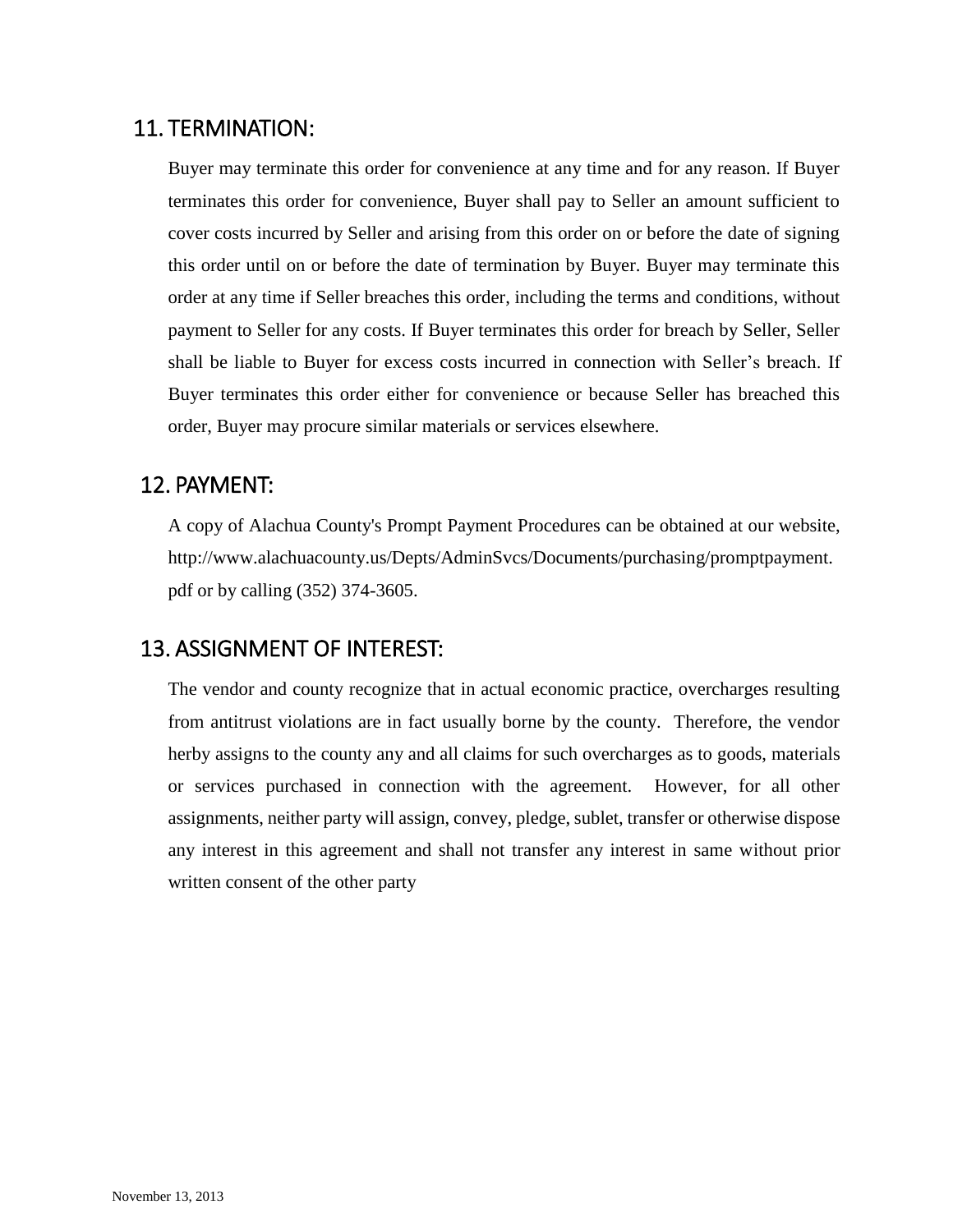## 11. TERMINATION:

Buyer may terminate this order for convenience at any time and for any reason. If Buyer terminates this order for convenience, Buyer shall pay to Seller an amount sufficient to cover costs incurred by Seller and arising from this order on or before the date of signing this order until on or before the date of termination by Buyer. Buyer may terminate this order at any time if Seller breaches this order, including the terms and conditions, without payment to Seller for any costs. If Buyer terminates this order for breach by Seller, Seller shall be liable to Buyer for excess costs incurred in connection with Seller's breach. If Buyer terminates this order either for convenience or because Seller has breached this order, Buyer may procure similar materials or services elsewhere.

## 12. PAYMENT:

A copy of Alachua County's Prompt Payment Procedures can be obtained at our website, http://www.alachuacounty.us/Depts/AdminSvcs/Documents/purchasing/promptpayment.pdf or by calling (352) 374-3605.

## 13. ASSIGNMENT OF INTEREST:

The vendor and county recognize that in actual economic practice, overcharges resulting from antitrust violations are in fact usually borne by the county. Therefore, the vendor herby assigns to the county any and all claims for such overcharges as to goods, materials or services purchased in connection with the agreement. However, for all other assignments, neither party will assign, convey, pledge, sublet, transfer or otherwise dispose any interest in this agreement and shall not transfer any interest in same without prior written consent of the other party

November 13, 2013